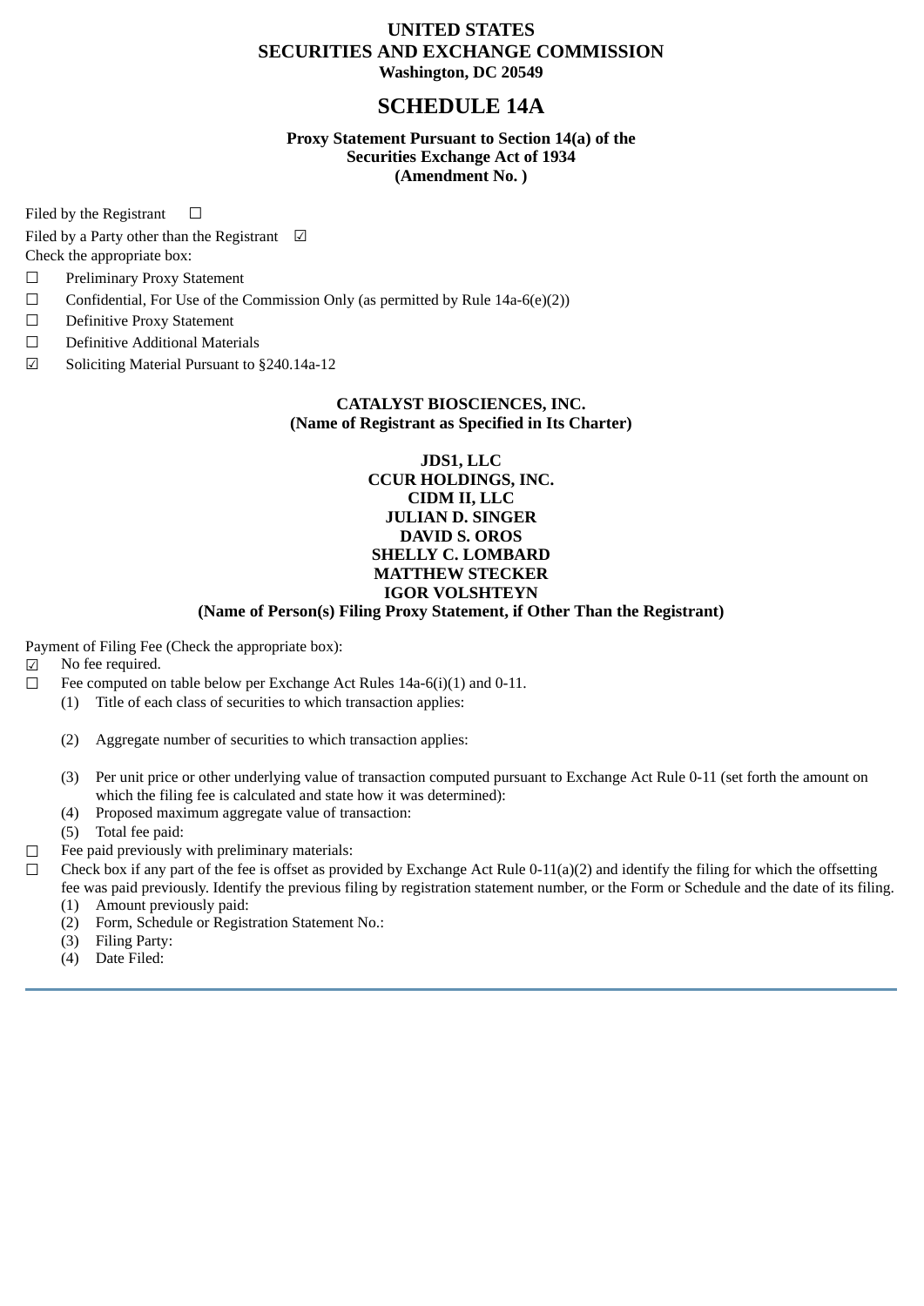# UNITED STATES
# SECURITIES AND EXCHANGE COMMISSION
**Washington, DC 20549**

## SCHEDULE 14A

**Proxy Statement Pursuant to Section 14(a) of the**
**Securities Exchange Act of 1934**
**(Amendment No. )**

Filed by the Registrant ☐

Filed by a Party other than the Registrant ☑

Check the appropriate box:

☐ Preliminary Proxy Statement

☐ Confidential, For Use of the Commission Only (as permitted by Rule 14a-6(e)(2))

☐ Definitive Proxy Statement

☐ Definitive Additional Materials

☑ Soliciting Material Pursuant to §240.14a-12

**CATALYST BIOSCIENCES, INC.**
**(Name of Registrant as Specified in Its Charter)**

**JDS1, LLC**
**CCUR HOLDINGS, INC.**
**CIDM II, LLC**
**JULIAN D. SINGER**
**DAVID S. OROS**
**SHELLY C. LOMBARD**
**MATTHEW STECKER**
**IGOR VOLSHTEYN**
**(Name of Person(s) Filing Proxy Statement, if Other Than the Registrant)**

Payment of Filing Fee (Check the appropriate box):

☑ No fee required.

☐ Fee computed on table below per Exchange Act Rules 14a-6(i)(1) and 0-11.

(1) Title of each class of securities to which transaction applies:

(2) Aggregate number of securities to which transaction applies:

(3) Per unit price or other underlying value of transaction computed pursuant to Exchange Act Rule 0-11 (set forth the amount on which the filing fee is calculated and state how it was determined):

(4) Proposed maximum aggregate value of transaction:

(5) Total fee paid:

☐ Fee paid previously with preliminary materials:

☐ Check box if any part of the fee is offset as provided by Exchange Act Rule 0-11(a)(2) and identify the filing for which the offsetting fee was paid previously. Identify the previous filing by registration statement number, or the Form or Schedule and the date of its filing.

(1) Amount previously paid:

(2) Form, Schedule or Registration Statement No.:

(3) Filing Party:

(4) Date Filed: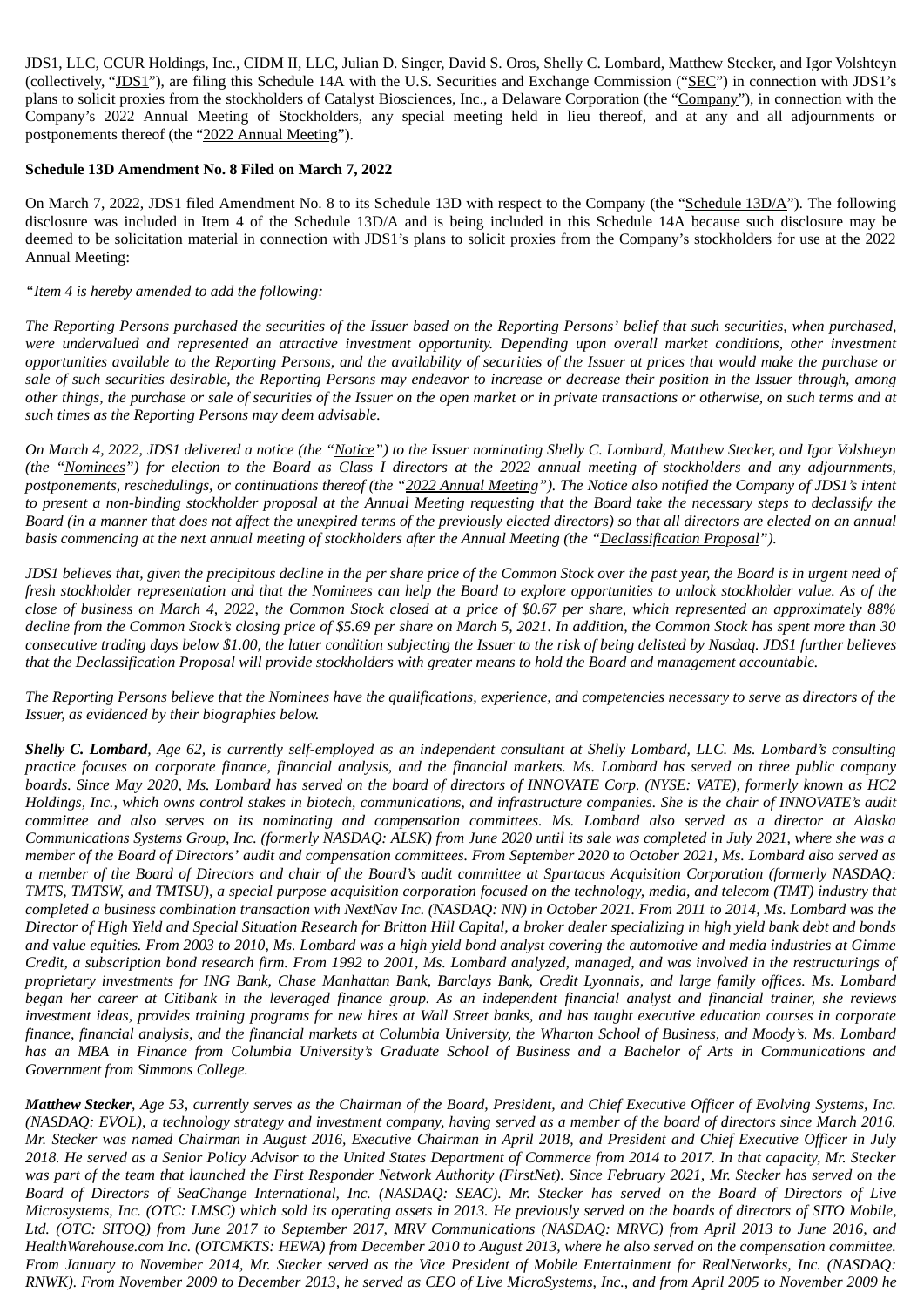JDS1, LLC, CCUR Holdings, Inc., CIDM II, LLC, Julian D. Singer, David S. Oros, Shelly C. Lombard, Matthew Stecker, and Igor Volshteyn (collectively, "JDS1"), are filing this Schedule 14A with the U.S. Securities and Exchange Commission ("SEC") in connection with JDS1's plans to solicit proxies from the stockholders of Catalyst Biosciences, Inc., a Delaware Corporation (the "Company"), in connection with the Company's 2022 Annual Meeting of Stockholders, any special meeting held in lieu thereof, and at any and all adjournments or postponements thereof (the "2022 Annual Meeting").

**Schedule 13D Amendment No. 8 Filed on March 7, 2022**

On March 7, 2022, JDS1 filed Amendment No. 8 to its Schedule 13D with respect to the Company (the "Schedule 13D/A"). The following disclosure was included in Item 4 of the Schedule 13D/A and is being included in this Schedule 14A because such disclosure may be deemed to be solicitation material in connection with JDS1's plans to solicit proxies from the Company's stockholders for use at the 2022 Annual Meeting:

*"Item 4 is hereby amended to add the following:*

*The Reporting Persons purchased the securities of the Issuer based on the Reporting Persons' belief that such securities, when purchased, were undervalued and represented an attractive investment opportunity. Depending upon overall market conditions, other investment opportunities available to the Reporting Persons, and the availability of securities of the Issuer at prices that would make the purchase or sale of such securities desirable, the Reporting Persons may endeavor to increase or decrease their position in the Issuer through, among other things, the purchase or sale of securities of the Issuer on the open market or in private transactions or otherwise, on such terms and at such times as the Reporting Persons may deem advisable.*

*On March 4, 2022, JDS1 delivered a notice (the "Notice") to the Issuer nominating Shelly C. Lombard, Matthew Stecker, and Igor Volshteyn (the "Nominees") for election to the Board as Class I directors at the 2022 annual meeting of stockholders and any adjournments, postponements, reschedulings, or continuations thereof (the "2022 Annual Meeting"). The Notice also notified the Company of JDS1's intent to present a non-binding stockholder proposal at the Annual Meeting requesting that the Board take the necessary steps to declassify the Board (in a manner that does not affect the unexpired terms of the previously elected directors) so that all directors are elected on an annual basis commencing at the next annual meeting of stockholders after the Annual Meeting (the "Declassification Proposal").*

*JDS1 believes that, given the precipitous decline in the per share price of the Common Stock over the past year, the Board is in urgent need of fresh stockholder representation and that the Nominees can help the Board to explore opportunities to unlock stockholder value. As of the close of business on March 4, 2022, the Common Stock closed at a price of $0.67 per share, which represented an approximately 88% decline from the Common Stock's closing price of $5.69 per share on March 5, 2021. In addition, the Common Stock has spent more than 30 consecutive trading days below $1.00, the latter condition subjecting the Issuer to the risk of being delisted by Nasdaq. JDS1 further believes that the Declassification Proposal will provide stockholders with greater means to hold the Board and management accountable.*

*The Reporting Persons believe that the Nominees have the qualifications, experience, and competencies necessary to serve as directors of the Issuer, as evidenced by their biographies below.*

***Shelly C. Lombard**, Age 62, is currently self-employed as an independent consultant at Shelly Lombard, LLC. Ms. Lombard's consulting practice focuses on corporate finance, financial analysis, and the financial markets. Ms. Lombard has served on three public company boards. Since May 2020, Ms. Lombard has served on the board of directors of INNOVATE Corp. (NYSE: VATE), formerly known as HC2 Holdings, Inc., which owns control stakes in biotech, communications, and infrastructure companies. She is the chair of INNOVATE's audit committee and also serves on its nominating and compensation committees. Ms. Lombard also served as a director at Alaska Communications Systems Group, Inc. (formerly NASDAQ: ALSK) from June 2020 until its sale was completed in July 2021, where she was a member of the Board of Directors' audit and compensation committees. From September 2020 to October 2021, Ms. Lombard also served as a member of the Board of Directors and chair of the Board's audit committee at Spartacus Acquisition Corporation (formerly NASDAQ: TMTS, TMTSW, and TMTSU), a special purpose acquisition corporation focused on the technology, media, and telecom (TMT) industry that completed a business combination transaction with NextNav Inc. (NASDAQ: NN) in October 2021. From 2011 to 2014, Ms. Lombard was the Director of High Yield and Special Situation Research for Britton Hill Capital, a broker dealer specializing in high yield bank debt and bonds and value equities. From 2003 to 2010, Ms. Lombard was a high yield bond analyst covering the automotive and media industries at Gimme Credit, a subscription bond research firm. From 1992 to 2001, Ms. Lombard analyzed, managed, and was involved in the restructurings of proprietary investments for ING Bank, Chase Manhattan Bank, Barclays Bank, Credit Lyonnais, and large family offices. Ms. Lombard began her career at Citibank in the leveraged finance group. As an independent financial analyst and financial trainer, she reviews investment ideas, provides training programs for new hires at Wall Street banks, and has taught executive education courses in corporate finance, financial analysis, and the financial markets at Columbia University, the Wharton School of Business, and Moody's. Ms. Lombard has an MBA in Finance from Columbia University's Graduate School of Business and a Bachelor of Arts in Communications and Government from Simmons College.*

***Matthew Stecker**, Age 53, currently serves as the Chairman of the Board, President, and Chief Executive Officer of Evolving Systems, Inc. (NASDAQ: EVOL), a technology strategy and investment company, having served as a member of the board of directors since March 2016. Mr. Stecker was named Chairman in August 2016, Executive Chairman in April 2018, and President and Chief Executive Officer in July 2018. He served as a Senior Policy Advisor to the United States Department of Commerce from 2014 to 2017. In that capacity, Mr. Stecker was part of the team that launched the First Responder Network Authority (FirstNet). Since February 2021, Mr. Stecker has served on the Board of Directors of SeaChange International, Inc. (NASDAQ: SEAC). Mr. Stecker has served on the Board of Directors of Live Microsystems, Inc. (OTC: LMSC) which sold its operating assets in 2013. He previously served on the boards of directors of SITO Mobile, Ltd. (OTC: SITOQ) from June 2017 to September 2017, MRV Communications (NASDAQ: MRVC) from April 2013 to June 2016, and HealthWarehouse.com Inc. (OTCMKTS: HEWA) from December 2010 to August 2013, where he also served on the compensation committee. From January to November 2014, Mr. Stecker served as the Vice President of Mobile Entertainment for RealNetworks, Inc. (NASDAQ: RNWK). From November 2009 to December 2013, he served as CEO of Live MicroSystems, Inc., and from April 2005 to November 2009 he*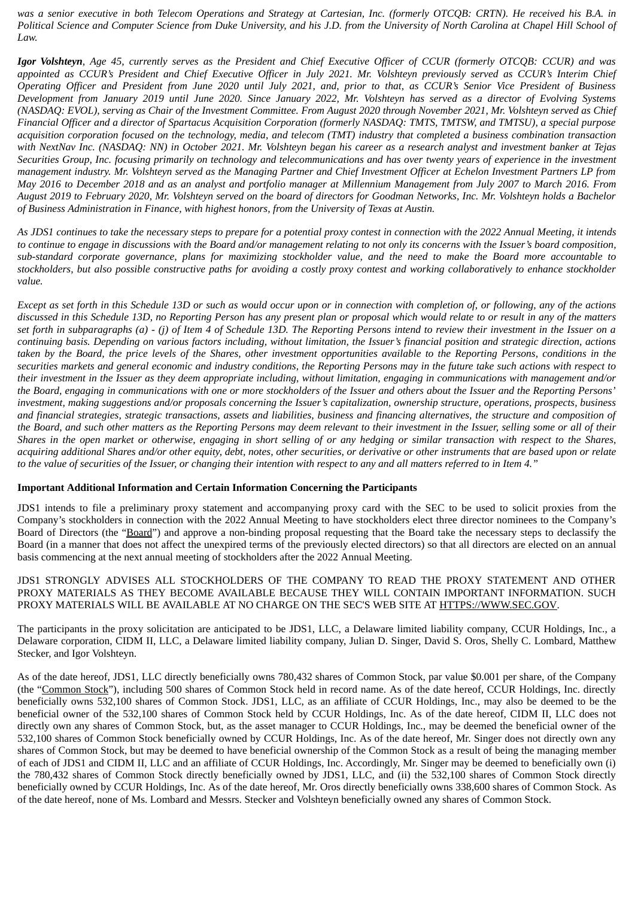*was a senior executive in both Telecom Operations and Strategy at Cartesian, Inc. (formerly OTCQB: CRTN). He received his B.A. in Political Science and Computer Science from Duke University, and his J.D. from the University of North Carolina at Chapel Hill School of Law.*

***Igor Volshteyn**, Age 45, currently serves as the President and Chief Executive Officer of CCUR (formerly OTCQB: CCUR) and was appointed as CCUR's President and Chief Executive Officer in July 2021. Mr. Volshteyn previously served as CCUR's Interim Chief Operating Officer and President from June 2020 until July 2021, and, prior to that, as CCUR's Senior Vice President of Business Development from January 2019 until June 2020. Since January 2022, Mr. Volshteyn has served as a director of Evolving Systems (NASDAQ: EVOL), serving as Chair of the Investment Committee. From August 2020 through November 2021, Mr. Volshteyn served as Chief Financial Officer and a director of Spartacus Acquisition Corporation (formerly NASDAQ: TMTS, TMTSW, and TMTSU), a special purpose acquisition corporation focused on the technology, media, and telecom (TMT) industry that completed a business combination transaction with NextNav Inc. (NASDAQ: NN) in October 2021. Mr. Volshteyn began his career as a research analyst and investment banker at Tejas Securities Group, Inc. focusing primarily on technology and telecommunications and has over twenty years of experience in the investment management industry. Mr. Volshteyn served as the Managing Partner and Chief Investment Officer at Echelon Investment Partners LP from May 2016 to December 2018 and as an analyst and portfolio manager at Millennium Management from July 2007 to March 2016. From August 2019 to February 2020, Mr. Volshteyn served on the board of directors for Goodman Networks, Inc. Mr. Volshteyn holds a Bachelor of Business Administration in Finance, with highest honors, from the University of Texas at Austin.*

*As JDS1 continues to take the necessary steps to prepare for a potential proxy contest in connection with the 2022 Annual Meeting, it intends to continue to engage in discussions with the Board and/or management relating to not only its concerns with the Issuer's board composition, sub-standard corporate governance, plans for maximizing stockholder value, and the need to make the Board more accountable to stockholders, but also possible constructive paths for avoiding a costly proxy contest and working collaboratively to enhance stockholder value.*

*Except as set forth in this Schedule 13D or such as would occur upon or in connection with completion of, or following, any of the actions discussed in this Schedule 13D, no Reporting Person has any present plan or proposal which would relate to or result in any of the matters set forth in subparagraphs (a) - (j) of Item 4 of Schedule 13D. The Reporting Persons intend to review their investment in the Issuer on a continuing basis. Depending on various factors including, without limitation, the Issuer's financial position and strategic direction, actions taken by the Board, the price levels of the Shares, other investment opportunities available to the Reporting Persons, conditions in the securities markets and general economic and industry conditions, the Reporting Persons may in the future take such actions with respect to their investment in the Issuer as they deem appropriate including, without limitation, engaging in communications with management and/or the Board, engaging in communications with one or more stockholders of the Issuer and others about the Issuer and the Reporting Persons' investment, making suggestions and/or proposals concerning the Issuer's capitalization, ownership structure, operations, prospects, business and financial strategies, strategic transactions, assets and liabilities, business and financing alternatives, the structure and composition of the Board, and such other matters as the Reporting Persons may deem relevant to their investment in the Issuer, selling some or all of their Shares in the open market or otherwise, engaging in short selling of or any hedging or similar transaction with respect to the Shares, acquiring additional Shares and/or other equity, debt, notes, other securities, or derivative or other instruments that are based upon or relate to the value of securities of the Issuer, or changing their intention with respect to any and all matters referred to in Item 4."*

**Important Additional Information and Certain Information Concerning the Participants**

JDS1 intends to file a preliminary proxy statement and accompanying proxy card with the SEC to be used to solicit proxies from the Company's stockholders in connection with the 2022 Annual Meeting to have stockholders elect three director nominees to the Company's Board of Directors (the "Board") and approve a non-binding proposal requesting that the Board take the necessary steps to declassify the Board (in a manner that does not affect the unexpired terms of the previously elected directors) so that all directors are elected on an annual basis commencing at the next annual meeting of stockholders after the 2022 Annual Meeting.

JDS1 STRONGLY ADVISES ALL STOCKHOLDERS OF THE COMPANY TO READ THE PROXY STATEMENT AND OTHER PROXY MATERIALS AS THEY BECOME AVAILABLE BECAUSE THEY WILL CONTAIN IMPORTANT INFORMATION. SUCH PROXY MATERIALS WILL BE AVAILABLE AT NO CHARGE ON THE SEC'S WEB SITE AT HTTPS://WWW.SEC.GOV.

The participants in the proxy solicitation are anticipated to be JDS1, LLC, a Delaware limited liability company, CCUR Holdings, Inc., a Delaware corporation, CIDM II, LLC, a Delaware limited liability company, Julian D. Singer, David S. Oros, Shelly C. Lombard, Matthew Stecker, and Igor Volshteyn.

As of the date hereof, JDS1, LLC directly beneficially owns 780,432 shares of Common Stock, par value $0.001 per share, of the Company (the "Common Stock"), including 500 shares of Common Stock held in record name. As of the date hereof, CCUR Holdings, Inc. directly beneficially owns 532,100 shares of Common Stock. JDS1, LLC, as an affiliate of CCUR Holdings, Inc., may also be deemed to be the beneficial owner of the 532,100 shares of Common Stock held by CCUR Holdings, Inc. As of the date hereof, CIDM II, LLC does not directly own any shares of Common Stock, but, as the asset manager to CCUR Holdings, Inc., may be deemed the beneficial owner of the 532,100 shares of Common Stock beneficially owned by CCUR Holdings, Inc. As of the date hereof, Mr. Singer does not directly own any shares of Common Stock, but may be deemed to have beneficial ownership of the Common Stock as a result of being the managing member of each of JDS1 and CIDM II, LLC and an affiliate of CCUR Holdings, Inc. Accordingly, Mr. Singer may be deemed to beneficially own (i) the 780,432 shares of Common Stock directly beneficially owned by JDS1, LLC, and (ii) the 532,100 shares of Common Stock directly beneficially owned by CCUR Holdings, Inc. As of the date hereof, Mr. Oros directly beneficially owns 338,600 shares of Common Stock. As of the date hereof, none of Ms. Lombard and Messrs. Stecker and Volshteyn beneficially owned any shares of Common Stock.